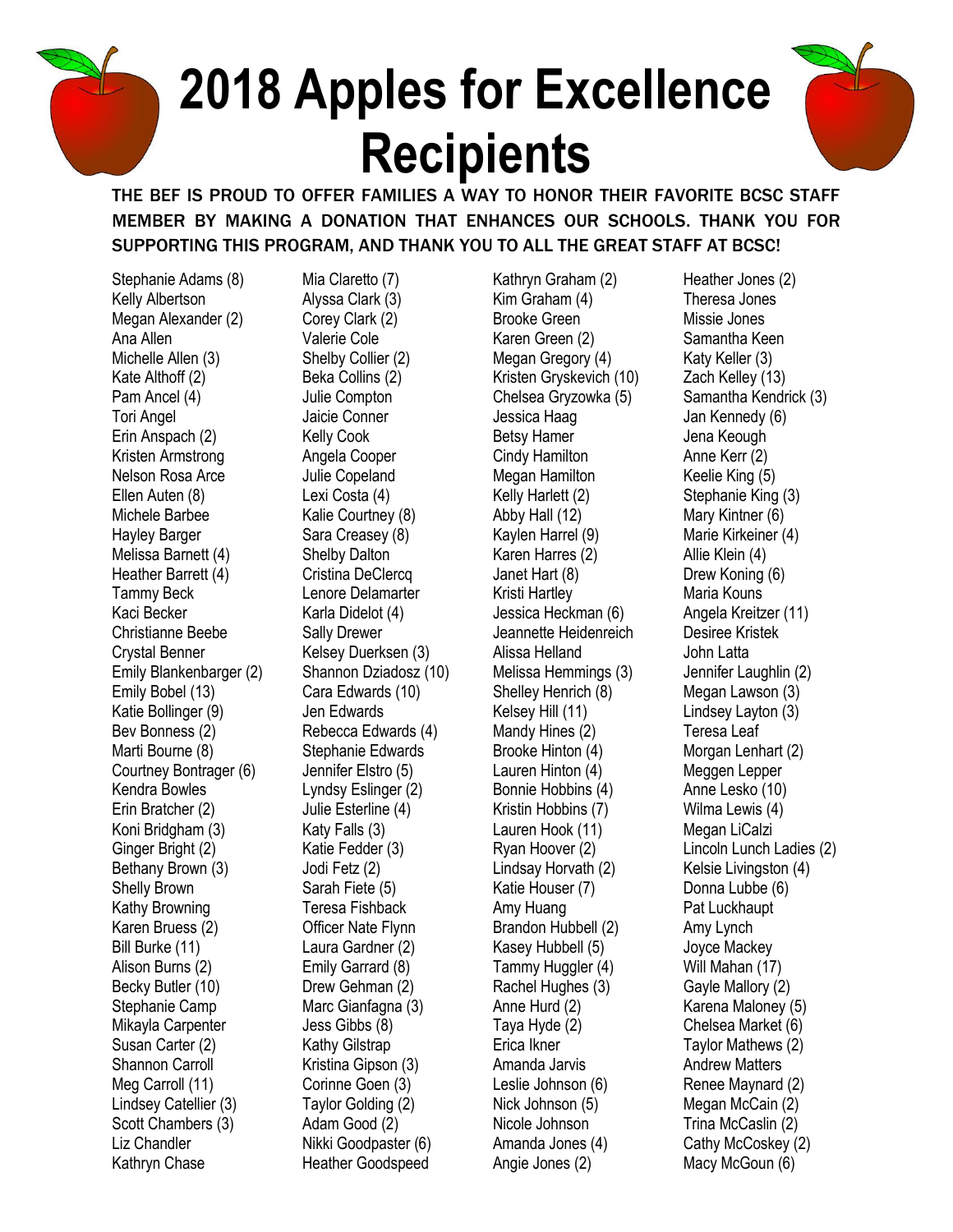# 2018 Apples for Excellence Recipients

THE BEF IS PROUD TO OFFER FAMILIES A WAY TO HONOR THEIR FAVORITE BCSC STAFF MEMBER BY MAKING A DONATION THAT ENHANCES OUR SCHOOLS. THANK YOU FOR SUPPORTING THIS PROGRAM, AND THANK YOU TO ALL THE GREAT STAFF AT BCSC!

Stephanie Adams (8)
Kelly Albertson
Megan Alexander (2)
Ana Allen
Michelle Allen (3)
Kate Althoff (2)
Pam Ancel (4)
Tori Angel
Erin Anspach (2)
Kristen Armstrong
Nelson Rosa Arce
Ellen Auten (8)
Michele Barbee
Hayley Barger
Melissa Barnett (4)
Heather Barrett (4)
Tammy Beck
Kaci Becker
Christianne Beebe
Crystal Benner
Emily Blankenbarger (2)
Emily Bobel (13)
Katie Bollinger (9)
Bev Bonness (2)
Marti Bourne (8)
Courtney Bontrager (6)
Kendra Bowles
Erin Bratcher (2)
Koni Bridgham (3)
Ginger Bright (2)
Bethany Brown (3)
Shelly Brown
Kathy Browning
Karen Bruess (2)
Bill Burke (11)
Alison Burns (2)
Becky Butler (10)
Stephanie Camp
Mikayla Carpenter
Susan Carter (2)
Shannon Carroll
Meg Carroll (11)
Lindsey Catellier (3)
Scott Chambers (3)
Liz Chandler
Kathryn Chase

Mia Claretto (7)
Alyssa Clark (3)
Corey Clark (2)
Valerie Cole
Shelby Collier (2)
Beka Collins (2)
Julie Compton
Jaicie Conner
Kelly Cook
Angela Cooper
Julie Copeland
Lexi Costa (4)
Kalie Courtney (8)
Sara Creasey (8)
Shelby Dalton
Cristina DeClercq
Lenore Delamarter
Karla Didelot (4)
Sally Drewer
Kelsey Duerksen (3)
Shannon Dziadosz (10)
Cara Edwards (10)
Jen Edwards
Rebecca Edwards (4)
Stephanie Edwards
Jennifer Elstro (5)
Lyndsy Eslinger (2)
Julie Esterline (4)
Katy Falls (3)
Katie Fedder (3)
Jodi Fetz (2)
Sarah Fiete (5)
Teresa Fishback
Officer Nate Flynn
Laura Gardner (2)
Emily Garrard (8)
Drew Gehman (2)
Marc Gianfagna (3)
Jess Gibbs (8)
Kathy Gilstrap
Kristina Gipson (3)
Corinne Goen (3)
Taylor Golding (2)
Adam Good (2)
Nikki Goodpaster (6)
Heather Goodspeed

Kathryn Graham (2)
Kim Graham (4)
Brooke Green
Karen Green (2)
Megan Gregory (4)
Kristen Gryskevich (10)
Chelsea Gryzowka (5)
Jessica Haag
Betsy Hamer
Cindy Hamilton
Megan Hamilton
Kelly Harlett (2)
Abby Hall (12)
Kaylen Harrel (9)
Karen Harres (2)
Janet Hart (8)
Kristi Hartley
Jessica Heckman (6)
Jeannette Heidenreich
Alissa Helland
Melissa Hemmings (3)
Shelley Henrich (8)
Kelsey Hill (11)
Mandy Hines (2)
Brooke Hinton (4)
Lauren Hinton (4)
Bonnie Hobbins (4)
Kristin Hobbins (7)
Lauren Hook (11)
Ryan Hoover (2)
Lindsay Horvath (2)
Katie Houser (7)
Amy Huang
Brandon Hubbell (2)
Kasey Hubbell (5)
Tammy Huggler (4)
Rachel Hughes (3)
Anne Hurd (2)
Taya Hyde (2)
Erica Ikner
Amanda Jarvis
Leslie Johnson (6)
Nick Johnson (5)
Nicole Johnson
Amanda Jones (4)
Angie Jones (2)

Heather Jones (2)
Theresa Jones
Missie Jones
Samantha Keen
Katy Keller (3)
Zach Kelley (13)
Samantha Kendrick (3)
Jan Kennedy (6)
Jena Keough
Anne Kerr (2)
Keelie King (5)
Stephanie King (3)
Mary Kintner (6)
Marie Kirkeiner (4)
Allie Klein (4)
Drew Koning (6)
Maria Kouns
Angela Kreitzer (11)
Desiree Kristek
John Latta
Jennifer Laughlin (2)
Megan Lawson (3)
Lindsey Layton (3)
Teresa Leaf
Morgan Lenhart (2)
Meggen Lepper
Anne Lesko (10)
Wilma Lewis (4)
Megan LiCalzi
Lincoln Lunch Ladies (2)
Kelsie Livingston (4)
Donna Lubbe (6)
Pat Luckhaupt
Amy Lynch
Joyce Mackey
Will Mahan (17)
Gayle Mallory (2)
Karena Maloney (5)
Chelsea Market (6)
Taylor Mathews (2)
Andrew Matters
Renee Maynard (2)
Megan McCain (2)
Trina McCaslin (2)
Cathy McCoskey (2)
Macy McGoun (6)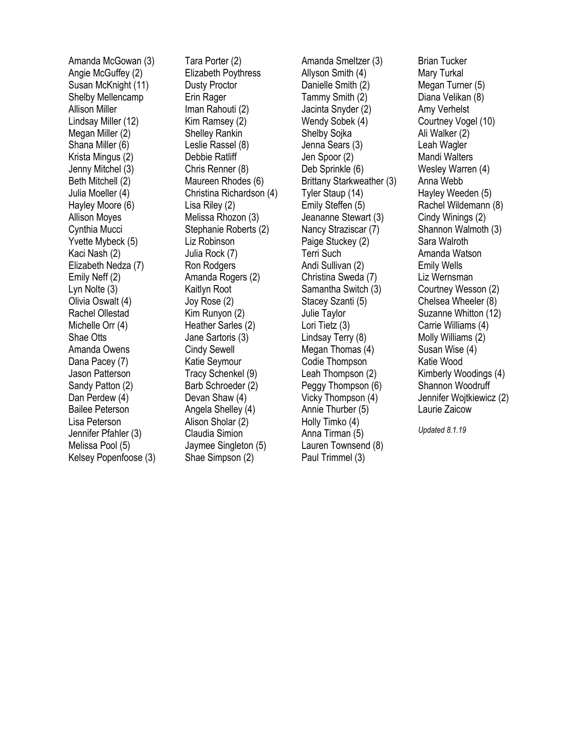Amanda McGowan (3)
Angie McGuffey (2)
Susan McKnight (11)
Shelby Mellencamp
Allison Miller
Lindsay Miller (12)
Megan Miller (2)
Shana Miller (6)
Krista Mingus (2)
Jenny Mitchel (3)
Beth Mitchell (2)
Julia Moeller (4)
Hayley Moore (6)
Allison Moyes
Cynthia Mucci
Yvette Mybeck (5)
Kaci Nash (2)
Elizabeth Nedza (7)
Emily Neff (2)
Lyn Nolte (3)
Olivia Oswalt (4)
Rachel Ollestad
Michelle Orr (4)
Shae Otts
Amanda Owens
Dana Pacey (7)
Jason Patterson
Sandy Patton (2)
Dan Perdew (4)
Bailee Peterson
Lisa Peterson
Jennifer Pfahler (3)
Melissa Pool (5)
Kelsey Popenfoose (3)

Tara Porter (2)
Elizabeth Poythress
Dusty Proctor
Erin Rager
Iman Rahouti (2)
Kim Ramsey (2)
Shelley Rankin
Leslie Rassel (8)
Debbie Ratliff
Chris Renner (8)
Maureen Rhodes (6)
Christina Richardson (4)
Lisa Riley (2)
Melissa Rhozon (3)
Stephanie Roberts (2)
Liz Robinson
Julia Rock (7)
Ron Rodgers
Amanda Rogers (2)
Kaitlyn Root
Joy Rose (2)
Kim Runyon (2)
Heather Sarles (2)
Jane Sartoris (3)
Cindy Sewell
Katie Seymour
Tracy Schenkel (9)
Barb Schroeder (2)
Devan Shaw (4)
Angela Shelley (4)
Alison Sholar (2)
Claudia Simion
Jaymee Singleton (5)
Shae Simpson (2)

Amanda Smeltzer (3)
Allyson Smith (4)
Danielle Smith (2)
Tammy Smith (2)
Jacinta Snyder (2)
Wendy Sobek (4)
Shelby Sojka
Jenna Sears (3)
Jen Spoor (2)
Deb Sprinkle (6)
Brittany Starkweather (3)
Tyler Staup (14)
Emily Steffen (5)
Jeananne Stewart (3)
Nancy Straziscar (7)
Paige Stuckey (2)
Terri Such
Andi Sullivan (2)
Christina Sweda (7)
Samantha Switch (3)
Stacey Szanti (5)
Julie Taylor
Lori Tietz (3)
Lindsay Terry (8)
Megan Thomas (4)
Codie Thompson
Leah Thompson (2)
Peggy Thompson (6)
Vicky Thompson (4)
Annie Thurber (5)
Holly Timko (4)
Anna Tirman (5)
Lauren Townsend (8)
Paul Trimmel (3)

Brian Tucker
Mary Turkal
Megan Turner (5)
Diana Velikan (8)
Amy Verhelst
Courtney Vogel (10)
Ali Walker (2)
Leah Wagler
Mandi Walters
Wesley Warren (4)
Anna Webb
Hayley Weeden (5)
Rachel Wildemann (8)
Cindy Winings (2)
Shannon Walmoth (3)
Sara Walroth
Amanda Watson
Emily Wells
Liz Wernsman
Courtney Wesson (2)
Chelsea Wheeler (8)
Suzanne Whitton (12)
Carrie Williams (4)
Molly Williams (2)
Susan Wise (4)
Katie Wood
Kimberly Woodings (4)
Shannon Woodruff
Jennifer Wojtkiewicz (2)
Laurie Zaicow

*Updated 8.1.19*